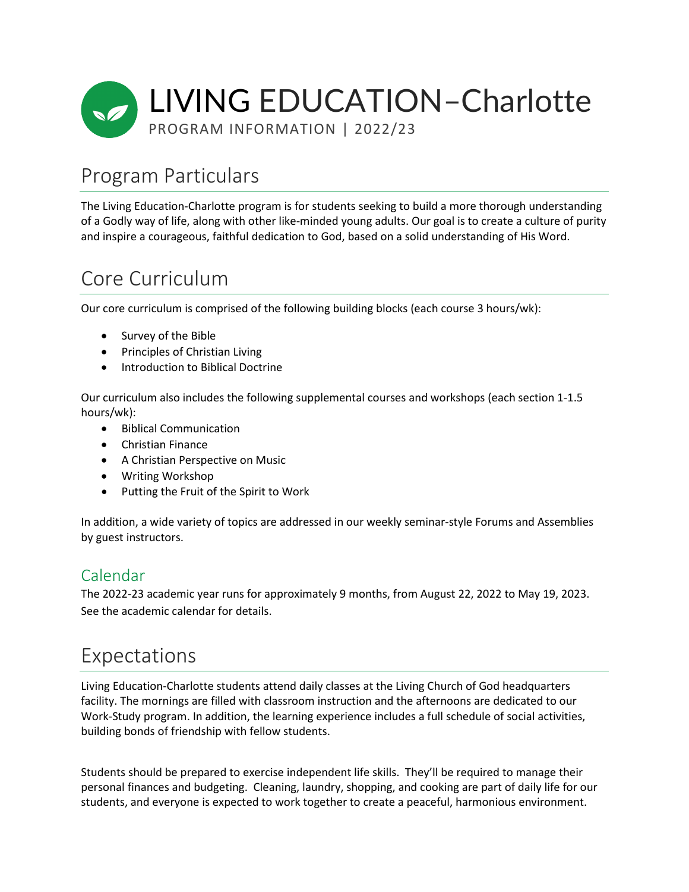# LIVING EDUCATION–Charlotte

PROGRAM INFORMATION | 2022/23

## Program Particulars

The Living Education-Charlotte program is for students seeking to build a more thorough understanding of a Godly way of life, along with other like-minded young adults. Our goal is to create a culture of purity and inspire a courageous, faithful dedication to God, based on a solid understanding of His Word.

## Core Curriculum

Our core curriculum is comprised of the following building blocks (each course 3 hours/wk):

- Survey of the Bible
- Principles of Christian Living
- Introduction to Biblical Doctrine

Our curriculum also includes the following supplemental courses and workshops (each section 1-1.5 hours/wk):

- Biblical Communication
- Christian Finance
- A Christian Perspective on Music
- Writing Workshop
- Putting the Fruit of the Spirit to Work

In addition, a wide variety of topics are addressed in our weekly seminar-style Forums and Assemblies by guest instructors.

### Calendar

The 2022-23 academic year runs for approximately 9 months, from August 22, 2022 to May 19, 2023. See the academic calendar for details.

## Expectations

Living Education-Charlotte students attend daily classes at the Living Church of God headquarters facility. The mornings are filled with classroom instruction and the afternoons are dedicated to our Work-Study program. In addition, the learning experience includes a full schedule of social activities, building bonds of friendship with fellow students.

Students should be prepared to exercise independent life skills. They'll be required to manage their personal finances and budgeting. Cleaning, laundry, shopping, and cooking are part of daily life for our students, and everyone is expected to work together to create a peaceful, harmonious environment.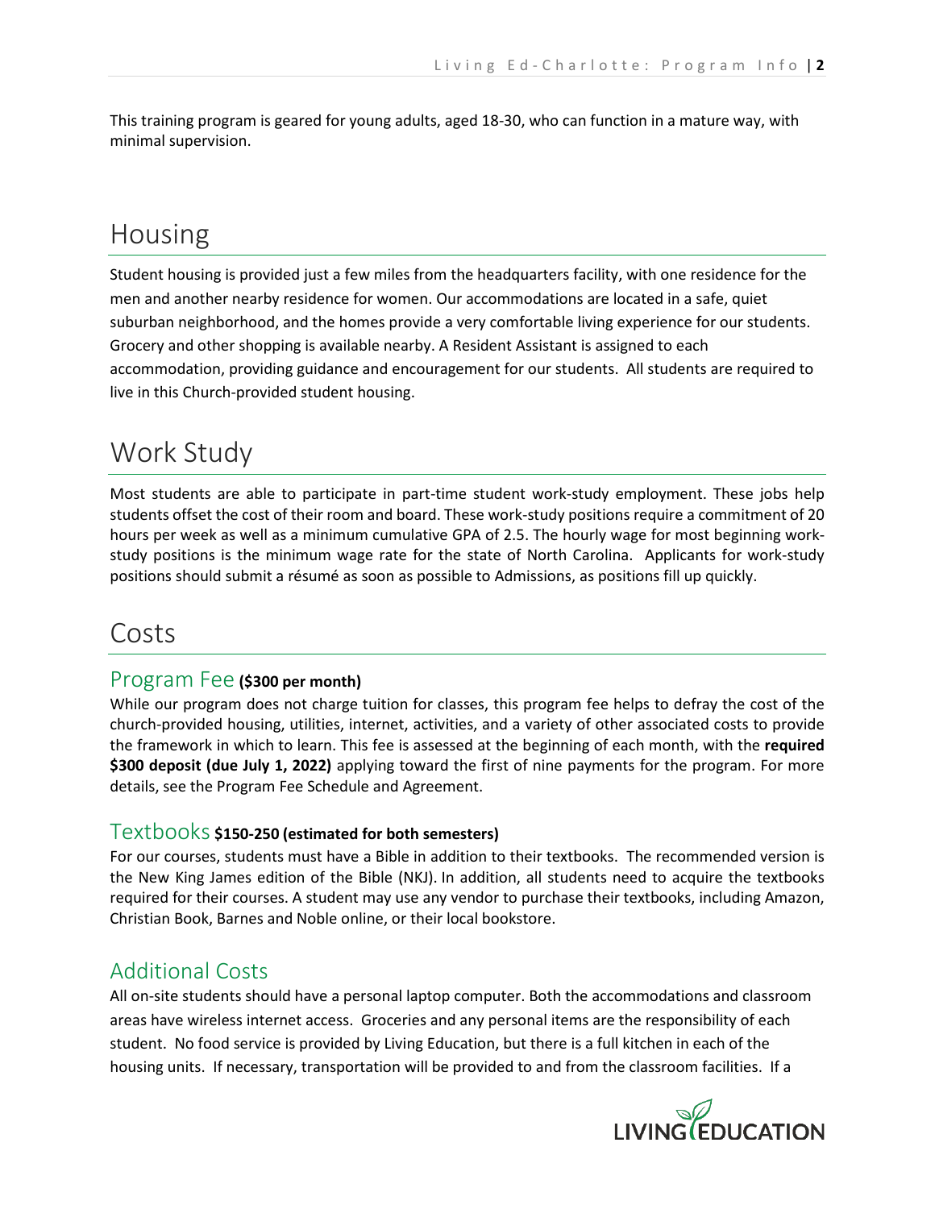This training program is geared for young adults, aged 18-30, who can function in a mature way, with minimal supervision.

# Housing

Student housing is provided just a few miles from the headquarters facility, with one residence for the men and another nearby residence for women. Our accommodations are located in a safe, quiet suburban neighborhood, and the homes provide a very comfortable living experience for our students. Grocery and other shopping is available nearby. A Resident Assistant is assigned to each accommodation, providing guidance and encouragement for our students. All students are required to live in this Church-provided student housing.

# Work Study

Most students are able to participate in part-time student work-study employment. These jobs help students offset the cost of their room and board. These work-study positions require a commitment of 20 hours per week as well as a minimum cumulative GPA of 2.5. The hourly wage for most beginning work-study positions is the minimum wage rate for the state of North Carolina. Applicants for work-study positions should submit a résumé as soon as possible to Admissions, as positions fill up quickly.

# Costs

## Program Fee **($300 per month)**

While our program does not charge tuition for classes, this program fee helps to defray the cost of the church-provided housing, utilities, internet, activities, and a variety of other associated costs to provide the framework in which to learn. This fee is assessed at the beginning of each month, with the **required $300 deposit (due July 1, 2022)** applying toward the first of nine payments for the program. For more details, see the Program Fee Schedule and Agreement.

## Textbooks **$150-250 (estimated for both semesters)**

For our courses, students must have a Bible in addition to their textbooks. The recommended version is the New King James edition of the Bible (NKJ). In addition, all students need to acquire the textbooks required for their courses. A student may use any vendor to purchase their textbooks, including Amazon, Christian Book, Barnes and Noble online, or their local bookstore.

## Additional Costs

All on-site students should have a personal laptop computer. Both the accommodations and classroom areas have wireless internet access. Groceries and any personal items are the responsibility of each student. No food service is provided by Living Education, but there is a full kitchen in each of the housing units. If necessary, transportation will be provided to and from the classroom facilities. If a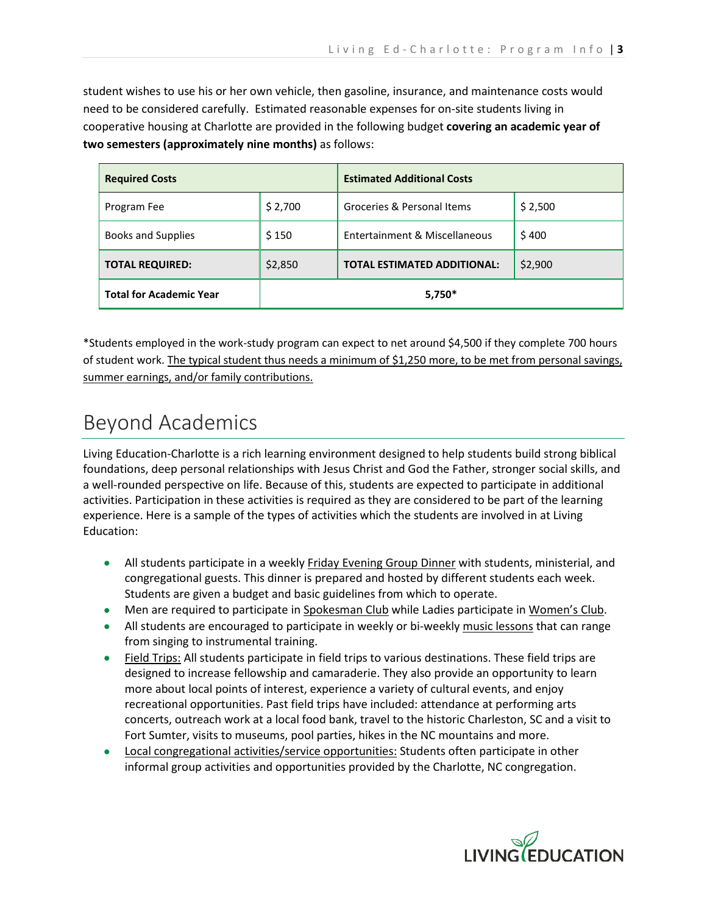student wishes to use his or her own vehicle, then gasoline, insurance, and maintenance costs would need to be considered carefully. Estimated reasonable expenses for on-site students living in cooperative housing at Charlotte are provided in the following budget **covering an academic year of two semesters (approximately nine months)** as follows:

| **Required Costs** | | **Estimated Additional Costs** | |
|---|---|---|---|
| Program Fee | $ 2,700 | Groceries & Personal Items | $ 2,500 |
| Books and Supplies | $ 150 | Entertainment & Miscellaneous | $ 400 |
| **TOTAL REQUIRED:** | $2,850 | **TOTAL ESTIMATED ADDITIONAL:** | $2,900 |
| **Total for Academic Year** | **5,750*** | | |

*Students employed in the work-study program can expect to net around $4,500 if they complete 700 hours of student work. The typical student thus needs a minimum of $1,250 more, to be met from personal savings, summer earnings, and/or family contributions.

# Beyond Academics

Living Education-Charlotte is a rich learning environment designed to help students build strong biblical foundations, deep personal relationships with Jesus Christ and God the Father, stronger social skills, and a well-rounded perspective on life. Because of this, students are expected to participate in additional activities. Participation in these activities is required as they are considered to be part of the learning experience. Here is a sample of the types of activities which the students are involved in at Living Education:

- All students participate in a weekly Friday Evening Group Dinner with students, ministerial, and congregational guests. This dinner is prepared and hosted by different students each week. Students are given a budget and basic guidelines from which to operate.
- Men are required to participate in Spokesman Club while Ladies participate in Women's Club.
- All students are encouraged to participate in weekly or bi-weekly music lessons that can range from singing to instrumental training.
- Field Trips: All students participate in field trips to various destinations. These field trips are designed to increase fellowship and camaraderie. They also provide an opportunity to learn more about local points of interest, experience a variety of cultural events, and enjoy recreational opportunities. Past field trips have included: attendance at performing arts concerts, outreach work at a local food bank, travel to the historic Charleston, SC and a visit to Fort Sumter, visits to museums, pool parties, hikes in the NC mountains and more.
- Local congregational activities/service opportunities: Students often participate in other informal group activities and opportunities provided by the Charlotte, NC congregation.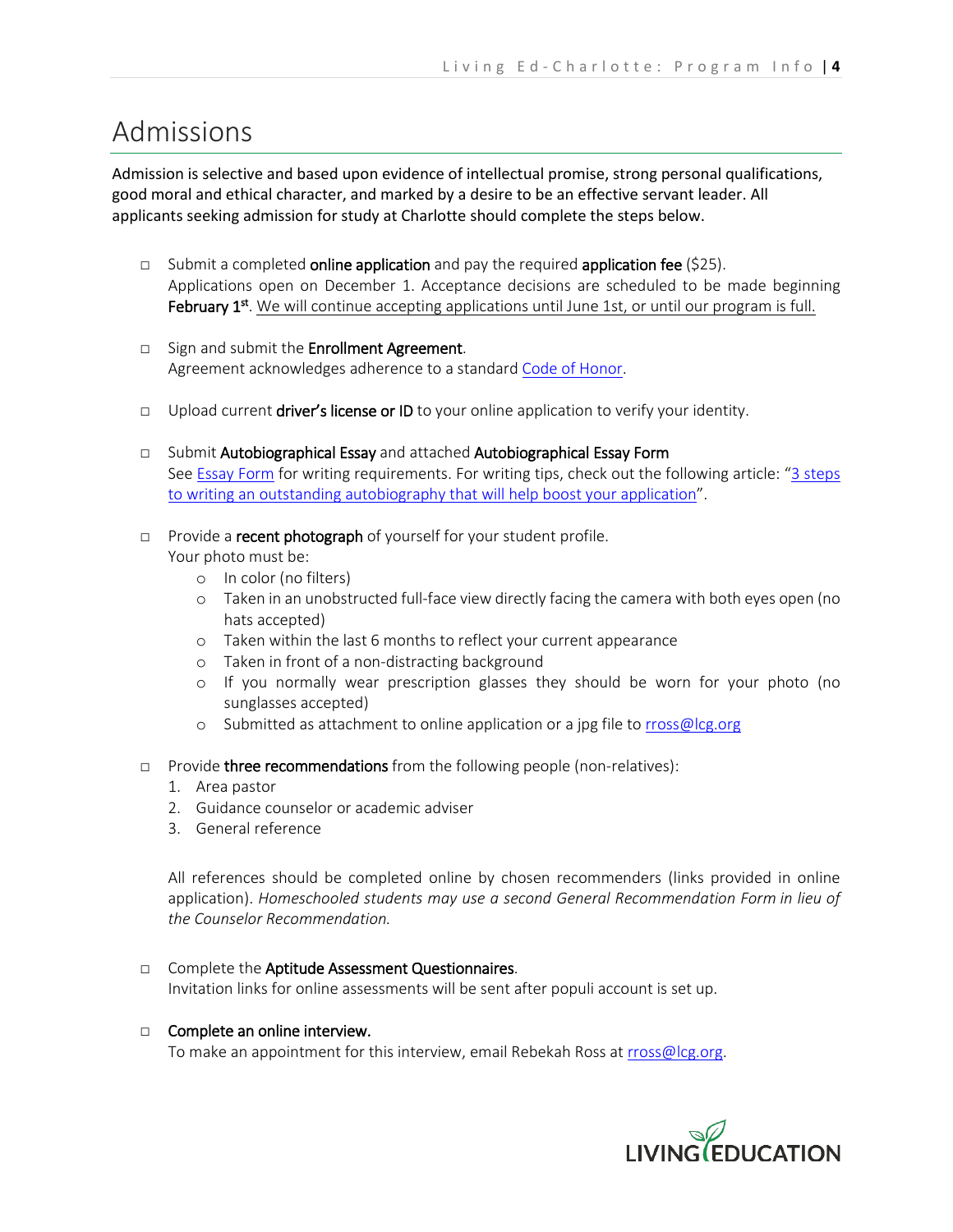# Admissions

**Admission is selective and based upon evidence of intellectual promise, strong personal qualifications, good moral and ethical character, and marked by a desire to be an effective servant leader. All applicants seeking admission for study at Charlotte should complete the steps below.**

- ☐ Submit a completed **online application** and pay the required **application fee** ($25).
  Applications open on December 1. Acceptance decisions are scheduled to be made beginning **February 1st**. <u>We will continue accepting applications until June 1st, or until our program is full.</u>

- ☐ Sign and submit the **Enrollment Agreement**.
  Agreement acknowledges adherence to a standard Code of Honor.

- ☐ Upload current **driver's license or ID** to your online application to verify your identity.

- ☐ Submit **Autobiographical Essay** and attached **Autobiographical Essay Form**
  See Essay Form for writing requirements. For writing tips, check out the following article: "3 steps to writing an outstanding autobiography that will help boost your application".

- ☐ Provide a **recent photograph** of yourself for your student profile.
  Your photo must be:
  - In color (no filters)
  - Taken in an unobstructed full-face view directly facing the camera with both eyes open (no hats accepted)
  - Taken within the last 6 months to reflect your current appearance
  - Taken in front of a non-distracting background
  - If you normally wear prescription glasses they should be worn for your photo (no sunglasses accepted)
  - Submitted as attachment to online application or a jpg file to rross@lcg.org

- ☐ Provide **three recommendations** from the following people (non-relatives):
  1. Area pastor
  2. Guidance counselor or academic adviser
  3. General reference

  All references should be completed online by chosen recommenders (links provided in online application). *Homeschooled students may use a second General Recommendation Form in lieu of the Counselor Recommendation.*

- ☐ Complete the **Aptitude Assessment Questionnaires**.
  Invitation links for online assessments will be sent after populi account is set up.

- ☐ **Complete an online interview.**
  To make an appointment for this interview, email Rebekah Ross at rross@lcg.org.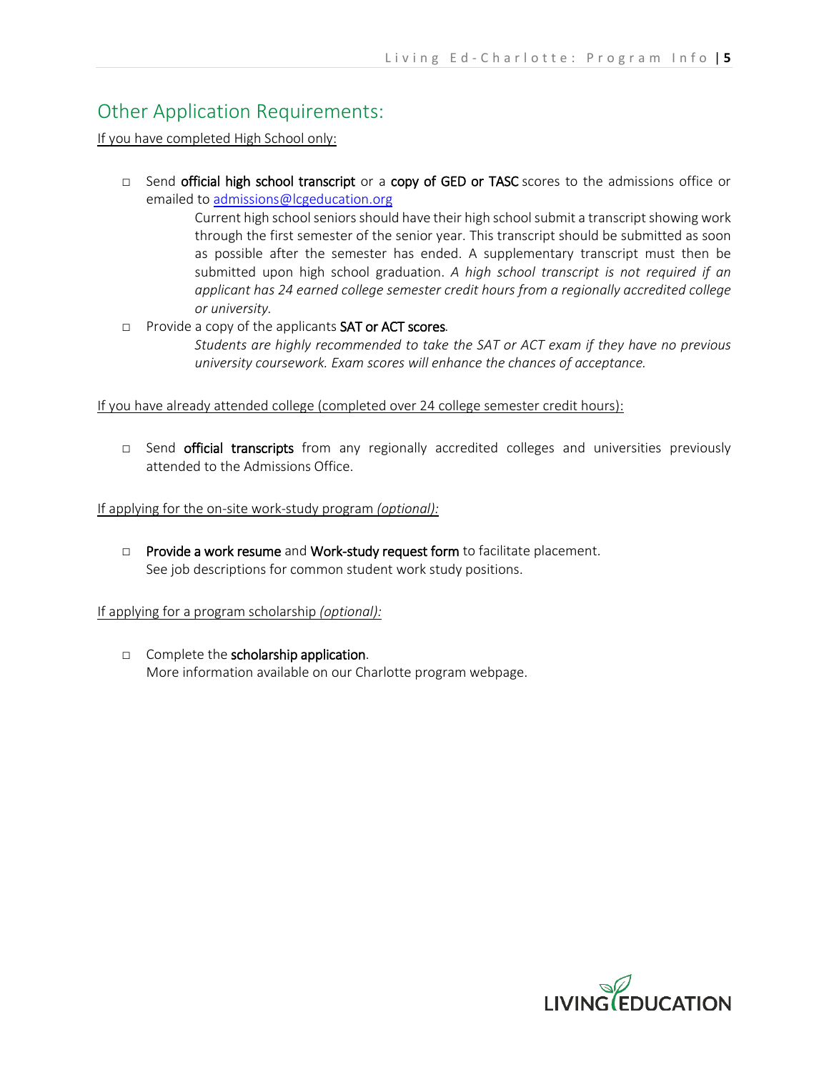## Other Application Requirements:

If you have completed High School only:

- Send **official high school transcript** or a **copy of GED or TASC** scores to the admissions office or emailed to [admissions@lcgeducation.org](mailto:admissions@lcgeducation.org)

  Current high school seniors should have their high school submit a transcript showing work through the first semester of the senior year. This transcript should be submitted as soon as possible after the semester has ended. A supplementary transcript must then be submitted upon high school graduation. *A high school transcript is not required if an applicant has 24 earned college semester credit hours from a regionally accredited college or university.*

- Provide a copy of the applicants **SAT or ACT scores**.

  *Students are highly recommended to take the SAT or ACT exam if they have no previous university coursework. Exam scores will enhance the chances of acceptance.*

If you have already attended college (completed over 24 college semester credit hours):

- Send **official transcripts** from any regionally accredited colleges and universities previously attended to the Admissions Office.

If applying for the on-site work-study program *(optional):*

- **Provide a work resume** and **Work-study request form** to facilitate placement.
  See job descriptions for common student work study positions.

If applying for a program scholarship *(optional):*

- Complete the **scholarship application**.
  More information available on our Charlotte program webpage.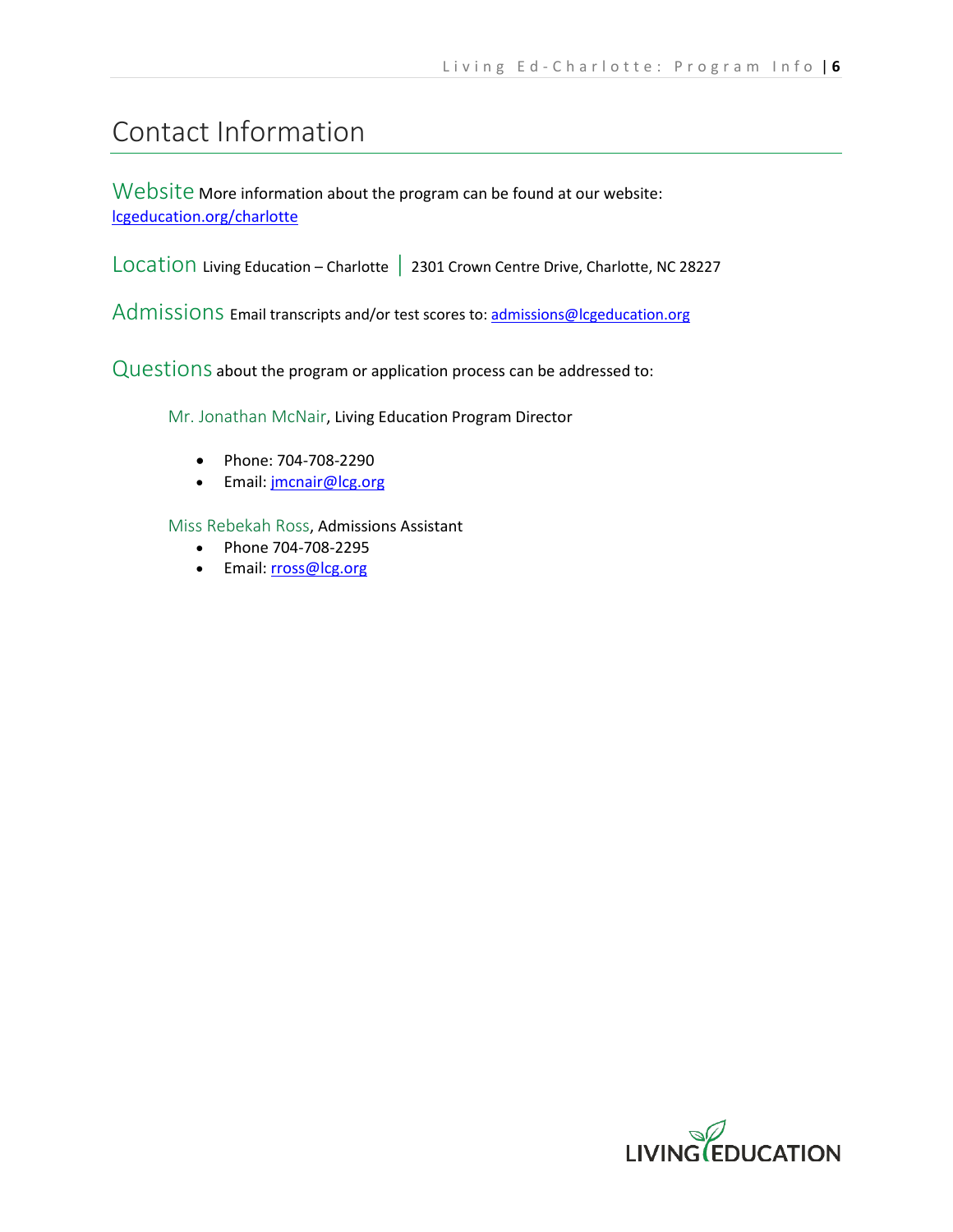# Contact Information

**Website** More information about the program can be found at our website: lcgeducation.org/charlotte

**Location** Living Education – Charlotte | 2301 Crown Centre Drive, Charlotte, NC 28227

**Admissions** Email transcripts and/or test scores to: admissions@lcgeducation.org

**Questions** about the program or application process can be addressed to:

Mr. Jonathan McNair, Living Education Program Director

- Phone: 704-708-2290
- Email: jmcnair@lcg.org

Miss Rebekah Ross, Admissions Assistant

- Phone 704-708-2295
- Email: rross@lcg.org

LIVING EDUCATION